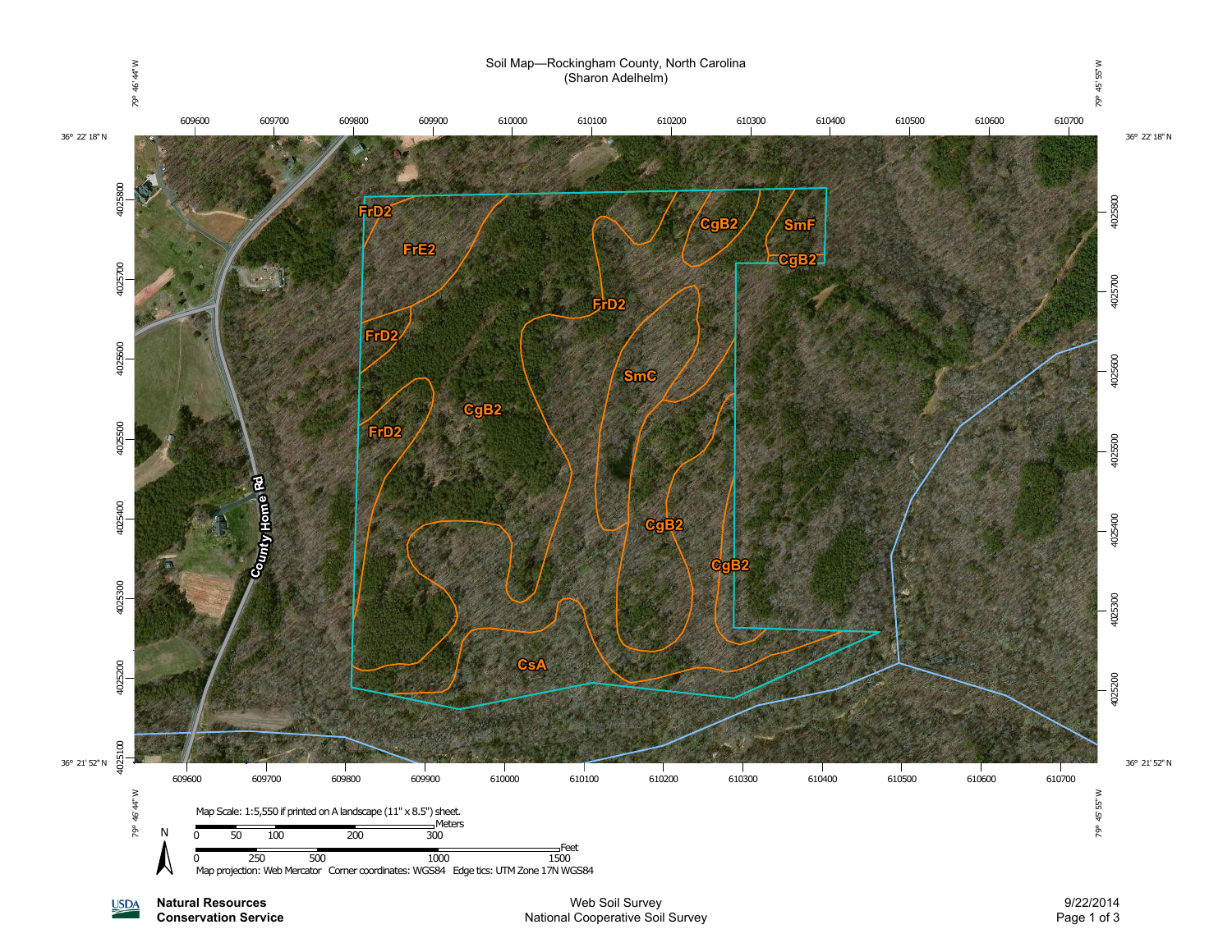# Soil Map—Rockingham County, North Carolina
(Sharon Adelhelm)

79° 46' 44" W — 79° 45' 55" W

36° 22' 18" N — 36° 21' 52" N

Map labels: FrD2, FrE2, FrD2, FrD2, CgB2, FrD2, SmC, CgB2, SmF, CgB2, CgB2, CgB2, CsA, County Home Rd

Top edge tics: 609600, 609700, 609800, 609900, 610000, 610100, 610200, 610300, 610400, 610500, 610600, 610700

Bottom edge tics: 609600, 609700, 609800, 609900, 610000, 610100, 610200, 610300, 610400, 610500, 610600, 610700

Side edge tics: 4025800, 4025700, 4025600, 4025500, 4025400, 4025300, 4025200, 4025100

Map Scale: 1:5,550 if printed on A landscape (11" x 8.5") sheet.

Meters: 0, 50, 100, 200, 300

Feet: 0, 250, 500, 1000, 1500

Map projection: Web Mercator Corner coordinates: WGS84 Edge tics: UTM Zone 17N WGS84

**Natural Resources Conservation Service**

Web Soil Survey
National Cooperative Soil Survey

9/22/2014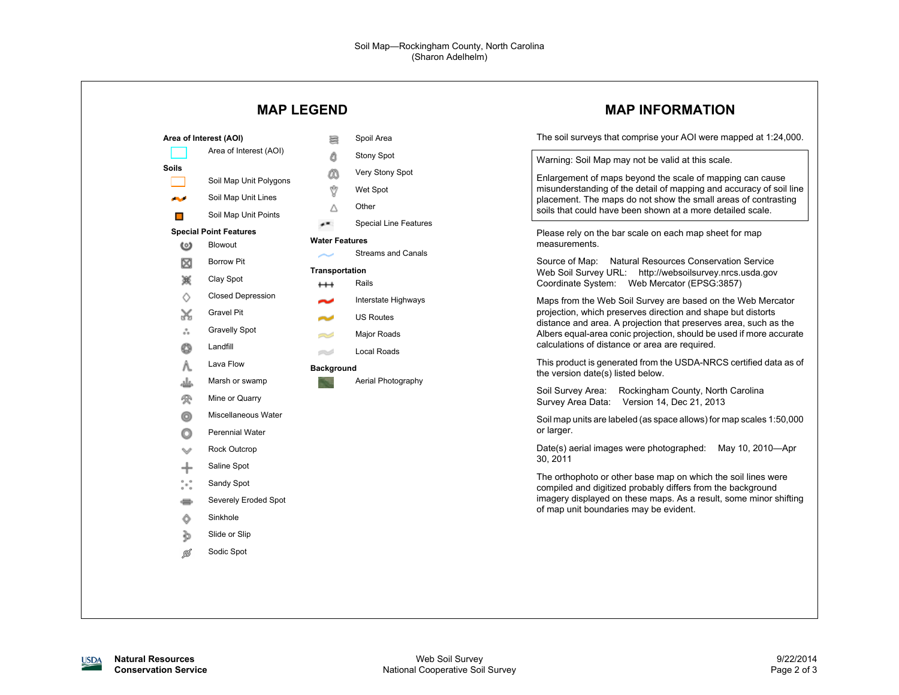Soil Map—Rockingham County, North Carolina
(Sharon Adelhelm)

## MAP LEGEND

**Area of Interest (AOI)**

- Area of Interest (AOI)

**Soils**

- Soil Map Unit Polygons
- Soil Map Unit Lines
- Soil Map Unit Points

**Special Point Features**

- Blowout
- Borrow Pit
- Clay Spot
- Closed Depression
- Gravel Pit
- Gravelly Spot
- Landfill
- Lava Flow
- Marsh or swamp
- Mine or Quarry
- Miscellaneous Water
- Perennial Water
- Rock Outcrop
- Saline Spot
- Sandy Spot
- Severely Eroded Spot
- Sinkhole
- Slide or Slip
- Sodic Spot
- Spoil Area
- Stony Spot
- Very Stony Spot
- Wet Spot
- Other
- Special Line Features

**Water Features**

- Streams and Canals

**Transportation**

- Rails
- Interstate Highways
- US Routes
- Major Roads
- Local Roads

**Background**

- Aerial Photography

## MAP INFORMATION

The soil surveys that comprise your AOI were mapped at 1:24,000.

Warning: Soil Map may not be valid at this scale.

Enlargement of maps beyond the scale of mapping can cause misunderstanding of the detail of mapping and accuracy of soil line placement. The maps do not show the small areas of contrasting soils that could have been shown at a more detailed scale.

Please rely on the bar scale on each map sheet for map measurements.

Source of Map: Natural Resources Conservation Service
Web Soil Survey URL: http://websoilsurvey.nrcs.usda.gov
Coordinate System: Web Mercator (EPSG:3857)

Maps from the Web Soil Survey are based on the Web Mercator projection, which preserves direction and shape but distorts distance and area. A projection that preserves area, such as the Albers equal-area conic projection, should be used if more accurate calculations of distance or area are required.

This product is generated from the USDA-NRCS certified data as of the version date(s) listed below.

Soil Survey Area: Rockingham County, North Carolina
Survey Area Data: Version 14, Dec 21, 2013

Soil map units are labeled (as space allows) for map scales 1:50,000 or larger.

Date(s) aerial images were photographed: May 10, 2010—Apr 30, 2011

The orthophoto or other base map on which the soil lines were compiled and digitized probably differs from the background imagery displayed on these maps. As a result, some minor shifting of map unit boundaries may be evident.

USDA Natural Resources Conservation Service

Web Soil Survey
National Cooperative Soil Survey

9/22/2014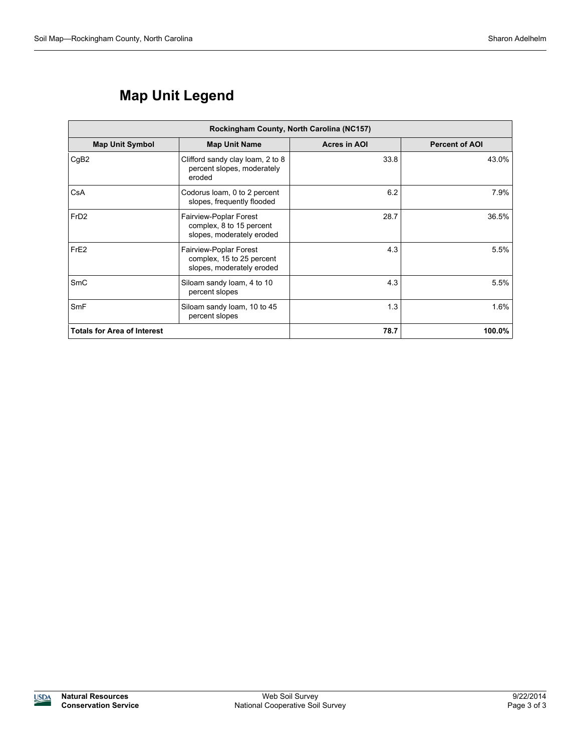# Map Unit Legend

| Rockingham County, North Carolina (NC157) | | | |
|---|---|---|---|
| **Map Unit Symbol** | **Map Unit Name** | **Acres in AOI** | **Percent of AOI** |
| CgB2 | Clifford sandy clay loam, 2 to 8 percent slopes, moderately eroded | 33.8 | 43.0% |
| CsA | Codorus loam, 0 to 2 percent slopes, frequently flooded | 6.2 | 7.9% |
| FrD2 | Fairview-Poplar Forest complex, 8 to 15 percent slopes, moderately eroded | 28.7 | 36.5% |
| FrE2 | Fairview-Poplar Forest complex, 15 to 25 percent slopes, moderately eroded | 4.3 | 5.5% |
| SmC | Siloam sandy loam, 4 to 10 percent slopes | 4.3 | 5.5% |
| SmF | Siloam sandy loam, 10 to 45 percent slopes | 1.3 | 1.6% |
| **Totals for Area of Interest** | | **78.7** | **100.0%** |